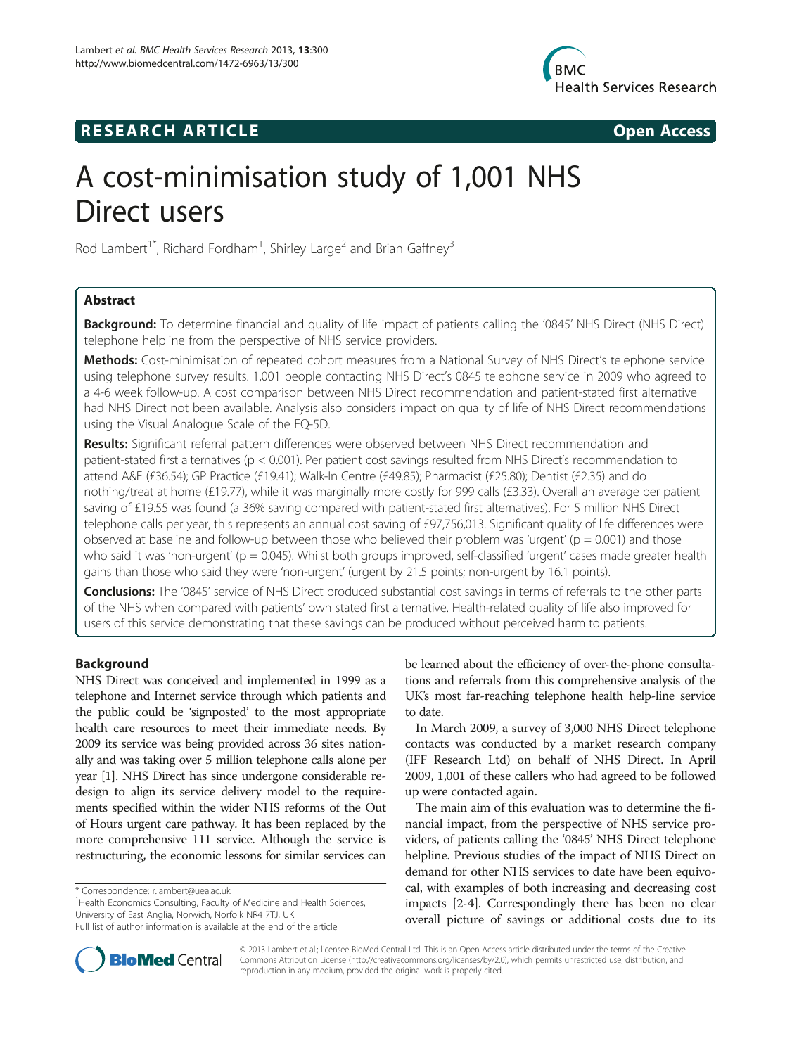**RESEARCH ARTICLE** **Open Access**

# A cost-minimisation study of 1,001 NHS Direct users

Rod Lambert[1*], Richard Fordham[1], Shirley Large[2] and Brian Gaffney[3]

## Abstract

**Background:** To determine financial and quality of life impact of patients calling the '0845' NHS Direct (NHS Direct) telephone helpline from the perspective of NHS service providers.

**Methods:** Cost-minimisation of repeated cohort measures from a National Survey of NHS Direct's telephone service using telephone survey results. 1,001 people contacting NHS Direct's 0845 telephone service in 2009 who agreed to a 4-6 week follow-up. A cost comparison between NHS Direct recommendation and patient-stated first alternative had NHS Direct not been available. Analysis also considers impact on quality of life of NHS Direct recommendations using the Visual Analogue Scale of the EQ-5D.

**Results:** Significant referral pattern differences were observed between NHS Direct recommendation and patient-stated first alternatives ($p < 0.001$). Per patient cost savings resulted from NHS Direct's recommendation to attend A&E (£36.54); GP Practice (£19.41); Walk-In Centre (£49.85); Pharmacist (£25.80); Dentist (£2.35) and do nothing/treat at home (£19.77), while it was marginally more costly for 999 calls (£3.33). Overall an average per patient saving of £19.55 was found (a 36% saving compared with patient-stated first alternatives). For 5 million NHS Direct telephone calls per year, this represents an annual cost saving of £97,756,013. Significant quality of life differences were observed at baseline and follow-up between those who believed their problem was 'urgent' ($p = 0.001$) and those who said it was 'non-urgent' ($p = 0.045$). Whilst both groups improved, self-classified 'urgent' cases made greater health gains than those who said they were 'non-urgent' (urgent by 21.5 points; non-urgent by 16.1 points).

**Conclusions:** The '0845' service of NHS Direct produced substantial cost savings in terms of referrals to the other parts of the NHS when compared with patients' own stated first alternative. Health-related quality of life also improved for users of this service demonstrating that these savings can be produced without perceived harm to patients.

## Background

NHS Direct was conceived and implemented in 1999 as a telephone and Internet service through which patients and the public could be 'signposted' to the most appropriate health care resources to meet their immediate needs. By 2009 its service was being provided across 36 sites nationally and was taking over 5 million telephone calls alone per year [1]. NHS Direct has since undergone considerable redesign to align its service delivery model to the requirements specified within the wider NHS reforms of the Out of Hours urgent care pathway. It has been replaced by the more comprehensive 111 service. Although the service is restructuring, the economic lessons for similar services can be learned about the efficiency of over-the-phone consultations and referrals from this comprehensive analysis of the UK's most far-reaching telephone health help-line service to date.

In March 2009, a survey of 3,000 NHS Direct telephone contacts was conducted by a market research company (IFF Research Ltd) on behalf of NHS Direct. In April 2009, 1,001 of these callers who had agreed to be followed up were contacted again.

The main aim of this evaluation was to determine the financial impact, from the perspective of NHS service providers, of patients calling the '0845' NHS Direct telephone helpline. Previous studies of the impact of NHS Direct on demand for other NHS services to date have been equivocal, with examples of both increasing and decreasing cost impacts [2-4]. Correspondingly there has been no clear overall picture of savings or additional costs due to its

\* Correspondence: r.lambert@uea.ac.uk
[1]Health Economics Consulting, Faculty of Medicine and Health Sciences, University of East Anglia, Norwich, Norfolk NR4 7TJ, UK
Full list of author information is available at the end of the article

© 2013 Lambert et al.; licensee BioMed Central Ltd. This is an Open Access article distributed under the terms of the Creative Commons Attribution License (http://creativecommons.org/licenses/by/2.0), which permits unrestricted use, distribution, and reproduction in any medium, provided the original work is properly cited.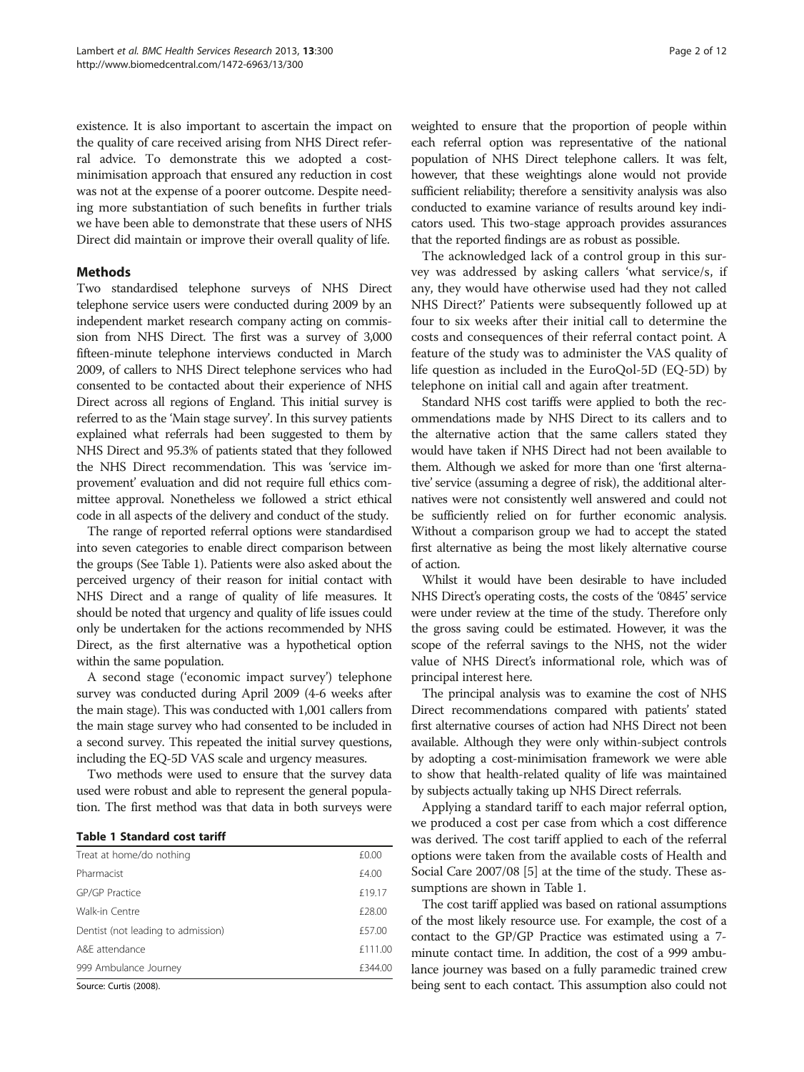existence. It is also important to ascertain the impact on the quality of care received arising from NHS Direct referral advice. To demonstrate this we adopted a cost-minimisation approach that ensured any reduction in cost was not at the expense of a poorer outcome. Despite needing more substantiation of such benefits in further trials we have been able to demonstrate that these users of NHS Direct did maintain or improve their overall quality of life.

## Methods

Two standardised telephone surveys of NHS Direct telephone service users were conducted during 2009 by an independent market research company acting on commission from NHS Direct. The first was a survey of 3,000 fifteen-minute telephone interviews conducted in March 2009, of callers to NHS Direct telephone services who had consented to be contacted about their experience of NHS Direct across all regions of England. This initial survey is referred to as the 'Main stage survey'. In this survey patients explained what referrals had been suggested to them by NHS Direct and 95.3% of patients stated that they followed the NHS Direct recommendation. This was 'service improvement' evaluation and did not require full ethics committee approval. Nonetheless we followed a strict ethical code in all aspects of the delivery and conduct of the study.

The range of reported referral options were standardised into seven categories to enable direct comparison between the groups (See Table 1). Patients were also asked about the perceived urgency of their reason for initial contact with NHS Direct and a range of quality of life measures. It should be noted that urgency and quality of life issues could only be undertaken for the actions recommended by NHS Direct, as the first alternative was a hypothetical option within the same population.

A second stage ('economic impact survey') telephone survey was conducted during April 2009 (4-6 weeks after the main stage). This was conducted with 1,001 callers from the main stage survey who had consented to be included in a second survey. This repeated the initial survey questions, including the EQ-5D VAS scale and urgency measures.

Two methods were used to ensure that the survey data used were robust and able to represent the general population. The first method was that data in both surveys were weighted to ensure that the proportion of people within each referral option was representative of the national population of NHS Direct telephone callers. It was felt, however, that these weightings alone would not provide sufficient reliability; therefore a sensitivity analysis was also conducted to examine variance of results around key indicators used. This two-stage approach provides assurances that the reported findings are as robust as possible.

The acknowledged lack of a control group in this survey was addressed by asking callers 'what service/s, if any, they would have otherwise used had they not called NHS Direct?' Patients were subsequently followed up at four to six weeks after their initial call to determine the costs and consequences of their referral contact point. A feature of the study was to administer the VAS quality of life question as included in the EuroQol-5D (EQ-5D) by telephone on initial call and again after treatment.

Standard NHS cost tariffs were applied to both the recommendations made by NHS Direct to its callers and to the alternative action that the same callers stated they would have taken if NHS Direct had not been available to them. Although we asked for more than one 'first alternative' service (assuming a degree of risk), the additional alternatives were not consistently well answered and could not be sufficiently relied on for further economic analysis. Without a comparison group we had to accept the stated first alternative as being the most likely alternative course of action.

Whilst it would have been desirable to have included NHS Direct's operating costs, the costs of the '0845' service were under review at the time of the study. Therefore only the gross saving could be estimated. However, it was the scope of the referral savings to the NHS, not the wider value of NHS Direct's informational role, which was of principal interest here.

The principal analysis was to examine the cost of NHS Direct recommendations compared with patients' stated first alternative courses of action had NHS Direct not been available. Although they were only within-subject controls by adopting a cost-minimisation framework we were able to show that health-related quality of life was maintained by subjects actually taking up NHS Direct referrals.

Applying a standard tariff to each major referral option, we produced a cost per case from which a cost difference was derived. The cost tariff applied to each of the referral options were taken from the available costs of Health and Social Care 2007/08 [5] at the time of the study. These assumptions are shown in Table 1.

**Table 1 Standard cost tariff**

| | |
|---|---|
| Treat at home/do nothing | £0.00 |
| Pharmacist | £4.00 |
| GP/GP Practice | £19.17 |
| Walk-in Centre | £28.00 |
| Dentist (not leading to admission) | £57.00 |
| A&E attendance | £111.00 |
| 999 Ambulance Journey | £344.00 |

Source: Curtis (2008).

The cost tariff applied was based on rational assumptions of the most likely resource use. For example, the cost of a contact to the GP/GP Practice was estimated using a 7-minute contact time. In addition, the cost of a 999 ambulance journey was based on a fully paramedic trained crew being sent to each contact. This assumption also could not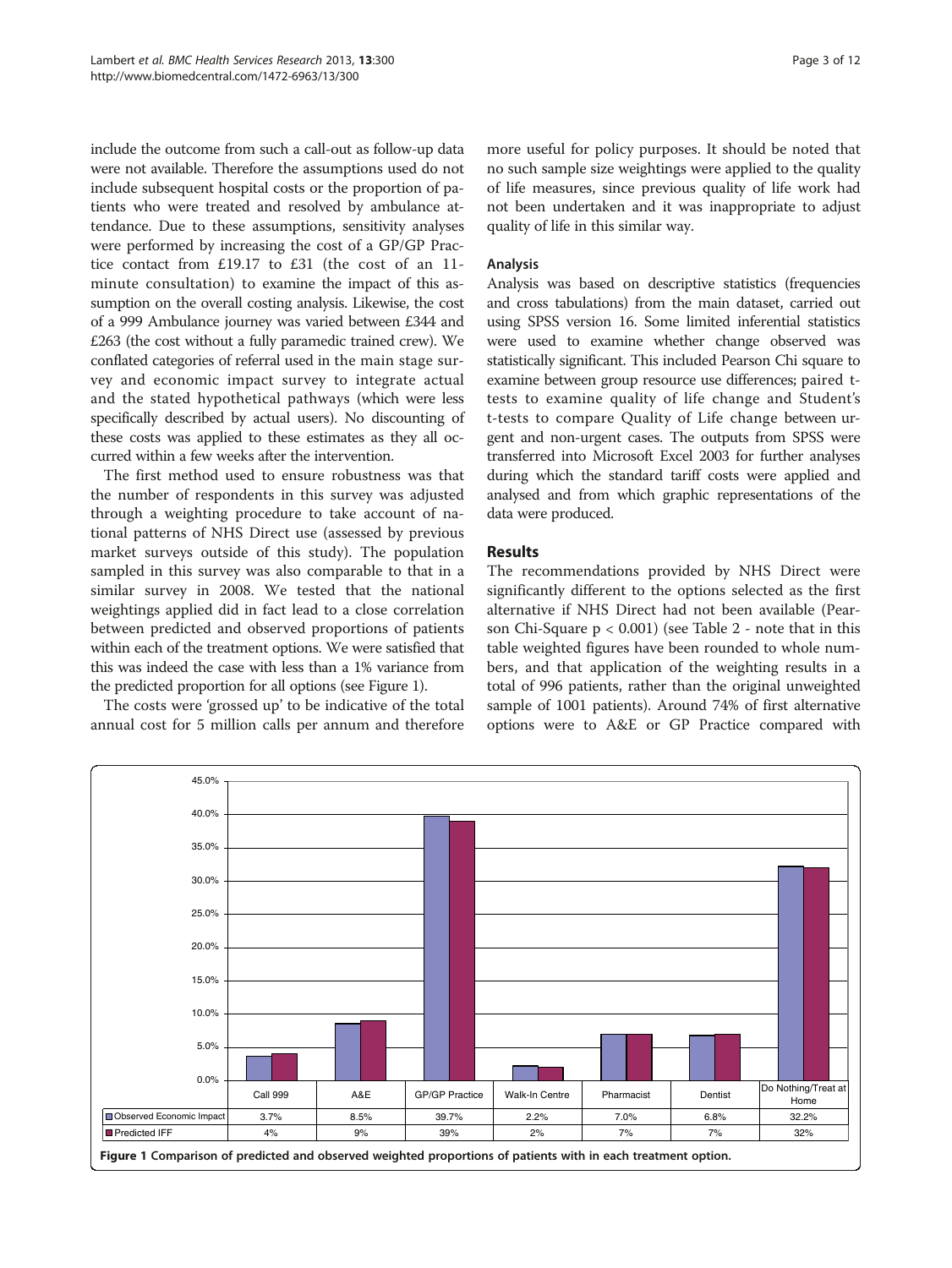include the outcome from such a call-out as follow-up data were not available. Therefore the assumptions used do not include subsequent hospital costs or the proportion of patients who were treated and resolved by ambulance attendance. Due to these assumptions, sensitivity analyses were performed by increasing the cost of a GP/GP Practice contact from £19.17 to £31 (the cost of an 11-minute consultation) to examine the impact of this assumption on the overall costing analysis. Likewise, the cost of a 999 Ambulance journey was varied between £344 and £263 (the cost without a fully paramedic trained crew). We conflated categories of referral used in the main stage survey and economic impact survey to integrate actual and the stated hypothetical pathways (which were less specifically described by actual users). No discounting of these costs was applied to these estimates as they all occurred within a few weeks after the intervention.

The first method used to ensure robustness was that the number of respondents in this survey was adjusted through a weighting procedure to take account of national patterns of NHS Direct use (assessed by previous market surveys outside of this study). The population sampled in this survey was also comparable to that in a similar survey in 2008. We tested that the national weightings applied did in fact lead to a close correlation between predicted and observed proportions of patients within each of the treatment options. We were satisfied that this was indeed the case with less than a 1% variance from the predicted proportion for all options (see Figure 1).

The costs were 'grossed up' to be indicative of the total annual cost for 5 million calls per annum and therefore more useful for policy purposes. It should be noted that no such sample size weightings were applied to the quality of life measures, since previous quality of life work had not been undertaken and it was inappropriate to adjust quality of life in this similar way.

### Analysis

Analysis was based on descriptive statistics (frequencies and cross tabulations) from the main dataset, carried out using SPSS version 16. Some limited inferential statistics were used to examine whether change observed was statistically significant. This included Pearson Chi square to examine between group resource use differences; paired t-tests to examine quality of life change and Student's t-tests to compare Quality of Life change between urgent and non-urgent cases. The outputs from SPSS were transferred into Microsoft Excel 2003 for further analyses during which the standard tariff costs were applied and analysed and from which graphic representations of the data were produced.

## Results

The recommendations provided by NHS Direct were significantly different to the options selected as the first alternative if NHS Direct had not been available (Pearson Chi-Square $p < 0.001$) (see Table 2 - note that in this table weighted figures have been rounded to whole numbers, and that application of the weighting results in a total of 996 patients, rather than the original unweighted sample of 1001 patients). Around 74% of first alternative options were to A&E or GP Practice compared with

| | Call 999 | A&E | GP/GP Practice | Walk-In Centre | Pharmacist | Dentist | Do Nothing/Treat at Home |
|---|---|---|---|---|---|---|---|
| Observed Economic Impact | 3.7% | 8.5% | 39.7% | 2.2% | 7.0% | 6.8% | 32.2% |
| Predicted IFF | 4% | 9% | 39% | 2% | 7% | 7% | 32% |

**Figure 1 Comparison of predicted and observed weighted proportions of patients with in each treatment option.**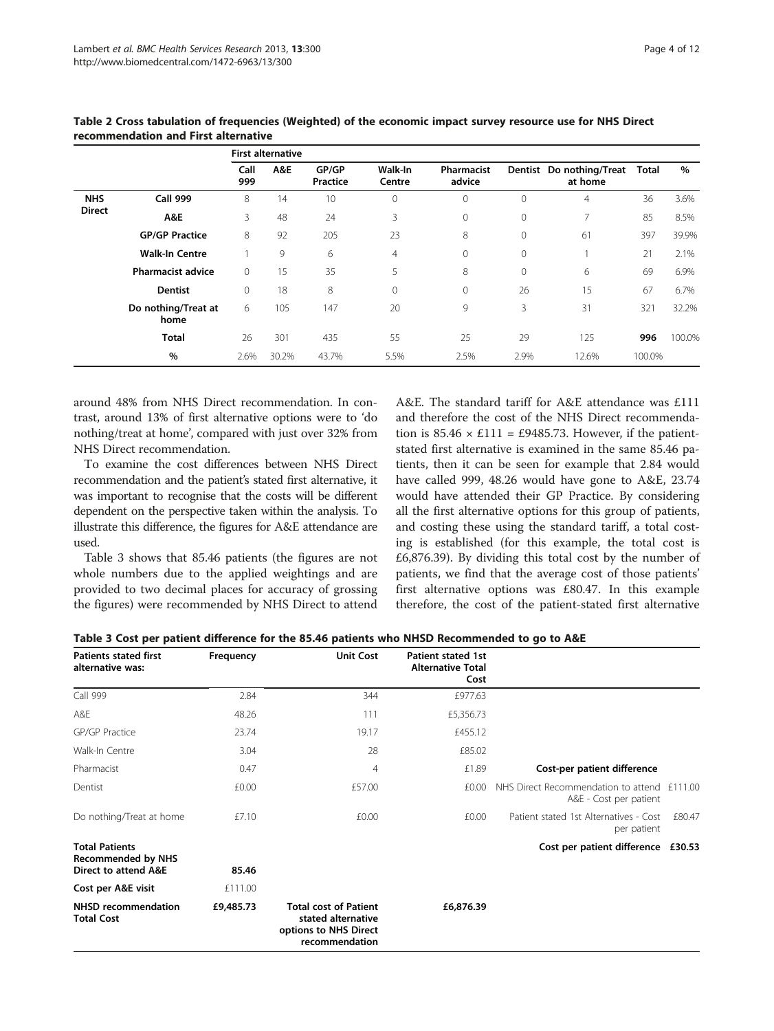**Table 2 Cross tabulation of frequencies (Weighted) of the economic impact survey resource use for NHS Direct recommendation and First alternative**

| | | First alternative | | | | | | | | |
|---|---|---|---|---|---|---|---|---|---|---|
| | | Call 999 | A&E | GP/GP Practice | Walk-In Centre | Pharmacist advice | Dentist | Do nothing/Treat at home | Total | % |
| **NHS Direct** | **Call 999** | 8 | 14 | 10 | 0 | 0 | 0 | 4 | 36 | 3.6% |
| | **A&E** | 3 | 48 | 24 | 3 | 0 | 0 | 7 | 85 | 8.5% |
| | **GP/GP Practice** | 8 | 92 | 205 | 23 | 8 | 0 | 61 | 397 | 39.9% |
| | **Walk-In Centre** | 1 | 9 | 6 | 4 | 0 | 0 | 1 | 21 | 2.1% |
| | **Pharmacist advice** | 0 | 15 | 35 | 5 | 8 | 0 | 6 | 69 | 6.9% |
| | **Dentist** | 0 | 18 | 8 | 0 | 0 | 26 | 15 | 67 | 6.7% |
| | **Do nothing/Treat at home** | 6 | 105 | 147 | 20 | 9 | 3 | 31 | 321 | 32.2% |
| | **Total** | 26 | 301 | 435 | 55 | 25 | 29 | 125 | **996** | 100.0% |
| | **%** | 2.6% | 30.2% | 43.7% | 5.5% | 2.5% | 2.9% | 12.6% | 100.0% | |

around 48% from NHS Direct recommendation. In contrast, around 13% of first alternative options were to 'do nothing/treat at home', compared with just over 32% from NHS Direct recommendation.

To examine the cost differences between NHS Direct recommendation and the patient's stated first alternative, it was important to recognise that the costs will be different dependent on the perspective taken within the analysis. To illustrate this difference, the figures for A&E attendance are used.

Table 3 shows that 85.46 patients (the figures are not whole numbers due to the applied weightings and are provided to two decimal places for accuracy of grossing the figures) were recommended by NHS Direct to attend A&E. The standard tariff for A&E attendance was £111 and therefore the cost of the NHS Direct recommendation is 85.46 × £111 = £9485.73. However, if the patient-stated first alternative is examined in the same 85.46 patients, then it can be seen for example that 2.84 would have called 999, 48.26 would have gone to A&E, 23.74 would have attended their GP Practice. By considering all the first alternative options for this group of patients, and costing these using the standard tariff, a total costing is established (for this example, the total cost is £6,876.39). By dividing this total cost by the number of patients, we find that the average cost of those patients' first alternative options was £80.47. In this example therefore, the cost of the patient-stated first alternative

**Table 3 Cost per patient difference for the 85.46 patients who NHSD Recommended to go to A&E**

| Patients stated first alternative was: | Frequency | Unit Cost | Patient stated 1st Alternative Total Cost | | |
|---|---|---|---|---|---|
| Call 999 | 2.84 | 344 | £977.63 | | |
| A&E | 48.26 | 111 | £5,356.73 | | |
| GP/GP Practice | 23.74 | 19.17 | £455.12 | | |
| Walk-In Centre | 3.04 | 28 | £85.02 | | |
| Pharmacist | 0.47 | 4 | £1.89 | **Cost-per patient difference** | |
| Dentist | £0.00 | £57.00 | £0.00 | NHS Direct Recommendation to attend A&E - Cost per patient | £111.00 |
| Do nothing/Treat at home | £7.10 | £0.00 | £0.00 | Patient stated 1st Alternatives - Cost per patient | £80.47 |
| **Total Patients Recommended by NHS Direct to attend A&E** | **85.46** | | | **Cost per patient difference** | **£30.53** |
| **Cost per A&E visit** | £111.00 | | | | |
| **NHSD recommendation Total Cost** | **£9,485.73** | **Total cost of Patient stated alternative options to NHS Direct recommendation** | **£6,876.39** | | |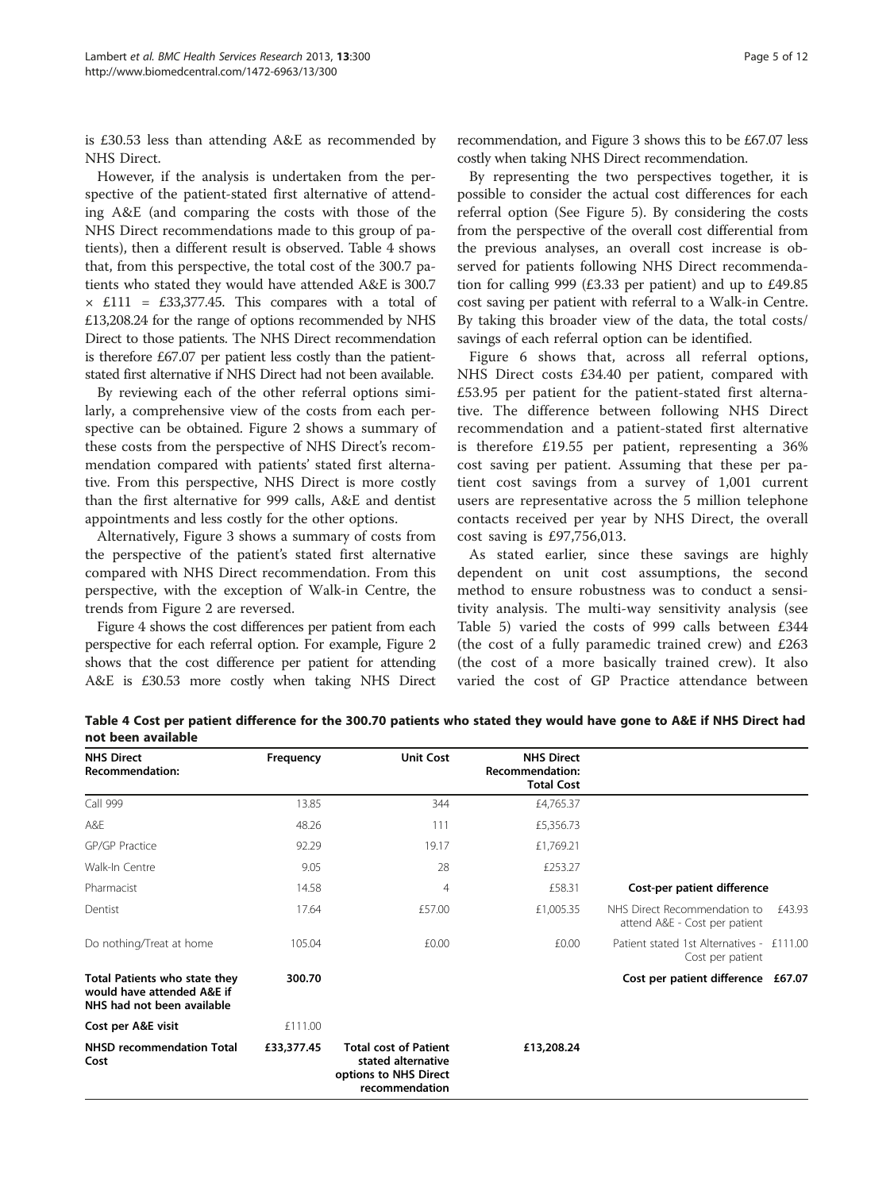is £30.53 less than attending A&E as recommended by NHS Direct.

However, if the analysis is undertaken from the perspective of the patient-stated first alternative of attending A&E (and comparing the costs with those of the NHS Direct recommendations made to this group of patients), then a different result is observed. Table 4 shows that, from this perspective, the total cost of the 300.7 patients who stated they would have attended A&E is 300.7 × £111 = £33,377.45. This compares with a total of £13,208.24 for the range of options recommended by NHS Direct to those patients. The NHS Direct recommendation is therefore £67.07 per patient less costly than the patient-stated first alternative if NHS Direct had not been available.

By reviewing each of the other referral options similarly, a comprehensive view of the costs from each perspective can be obtained. Figure 2 shows a summary of these costs from the perspective of NHS Direct's recommendation compared with patients' stated first alternative. From this perspective, NHS Direct is more costly than the first alternative for 999 calls, A&E and dentist appointments and less costly for the other options.

Alternatively, Figure 3 shows a summary of costs from the perspective of the patient's stated first alternative compared with NHS Direct recommendation. From this perspective, with the exception of Walk-in Centre, the trends from Figure 2 are reversed.

Figure 4 shows the cost differences per patient from each perspective for each referral option. For example, Figure 2 shows that the cost difference per patient for attending A&E is £30.53 more costly when taking NHS Direct recommendation, and Figure 3 shows this to be £67.07 less costly when taking NHS Direct recommendation.

By representing the two perspectives together, it is possible to consider the actual cost differences for each referral option (See Figure 5). By considering the costs from the perspective of the overall cost differential from the previous analyses, an overall cost increase is observed for patients following NHS Direct recommendation for calling 999 (£3.33 per patient) and up to £49.85 cost saving per patient with referral to a Walk-in Centre. By taking this broader view of the data, the total costs/savings of each referral option can be identified.

Figure 6 shows that, across all referral options, NHS Direct costs £34.40 per patient, compared with £53.95 per patient for the patient-stated first alternative. The difference between following NHS Direct recommendation and a patient-stated first alternative is therefore £19.55 per patient, representing a 36% cost saving per patient. Assuming that these per patient cost savings from a survey of 1,001 current users are representative across the 5 million telephone contacts received per year by NHS Direct, the overall cost saving is £97,756,013.

As stated earlier, since these savings are highly dependent on unit cost assumptions, the second method to ensure robustness was to conduct a sensitivity analysis. The multi-way sensitivity analysis (see Table 5) varied the costs of 999 calls between £344 (the cost of a fully paramedic trained crew) and £263 (the cost of a more basically trained crew). It also varied the cost of GP Practice attendance between

**Table 4 Cost per patient difference for the 300.70 patients who stated they would have gone to A&E if NHS Direct had not been available**

| NHS Direct Recommendation: | Frequency | Unit Cost | NHS Direct Recommendation: Total Cost | | |
|---|---|---|---|---|---|
| Call 999 | 13.85 | 344 | £4,765.37 | | |
| A&E | 48.26 | 111 | £5,356.73 | | |
| GP/GP Practice | 92.29 | 19.17 | £1,769.21 | | |
| Walk-In Centre | 9.05 | 28 | £253.27 | | |
| Pharmacist | 14.58 | 4 | £58.31 | **Cost-per patient difference** | |
| Dentist | 17.64 | £57.00 | £1,005.35 | NHS Direct Recommendation to attend A&E - Cost per patient | £43.93 |
| Do nothing/Treat at home | 105.04 | £0.00 | £0.00 | Patient stated 1st Alternatives - Cost per patient | £111.00 |
| **Total Patients who state they would have attended A&E if NHS had not been available** | **300.70** | | | **Cost per patient difference** | **£67.07** |
| **Cost per A&E visit** | £111.00 | | | | |
| **NHSD recommendation Total Cost** | **£33,377.45** | **Total cost of Patient stated alternative options to NHS Direct recommendation** | **£13,208.24** | | |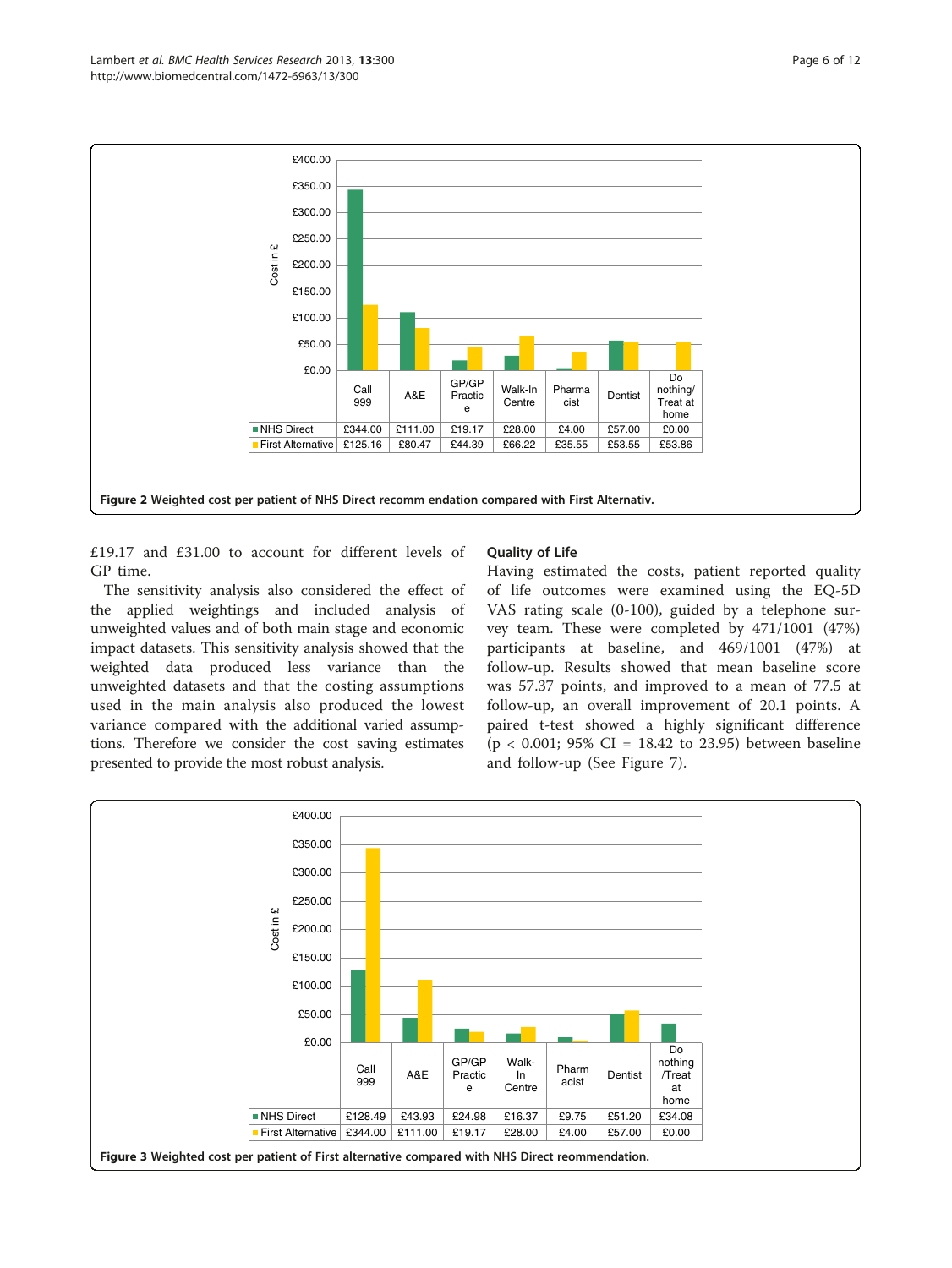| | Call 999 | A&E | GP/GP Practice | Walk-In Centre | Pharmacist | Dentist | Do nothing/ Treat at home |
|---|---|---|---|---|---|---|---|
| NHS Direct | £344.00 | £111.00 | £19.17 | £28.00 | £4.00 | £57.00 | £0.00 |
| First Alternative | £125.16 | £80.47 | £44.39 | £66.22 | £35.55 | £53.55 | £53.86 |

**Figure 2 Weighted cost per patient of NHS Direct recomm endation compared with First Alternativ.**

£19.17 and £31.00 to account for different levels of GP time.

The sensitivity analysis also considered the effect of the applied weightings and included analysis of unweighted values and of both main stage and economic impact datasets. This sensitivity analysis showed that the weighted data produced less variance than the unweighted datasets and that the costing assumptions used in the main analysis also produced the lowest variance compared with the additional varied assumptions. Therefore we consider the cost saving estimates presented to provide the most robust analysis.

### Quality of Life

Having estimated the costs, patient reported quality of life outcomes were examined using the EQ-5D VAS rating scale (0-100), guided by a telephone survey team. These were completed by 471/1001 (47%) participants at baseline, and 469/1001 (47%) at follow-up. Results showed that mean baseline score was 57.37 points, and improved to a mean of 77.5 at follow-up, an overall improvement of 20.1 points. A paired t-test showed a highly significant difference ($p < 0.001$; 95% CI = 18.42 to 23.95) between baseline and follow-up (See Figure 7).

| | Call 999 | A&E | GP/GP Practice | Walk-In Centre | Pharmacist | Dentist | Do nothing /Treat at home |
|---|---|---|---|---|---|---|---|
| NHS Direct | £128.49 | £43.93 | £24.98 | £16.37 | £9.75 | £51.20 | £34.08 |
| First Alternative | £344.00 | £111.00 | £19.17 | £28.00 | £4.00 | £57.00 | £0.00 |

**Figure 3 Weighted cost per patient of First alternative compared with NHS Direct reommendation.**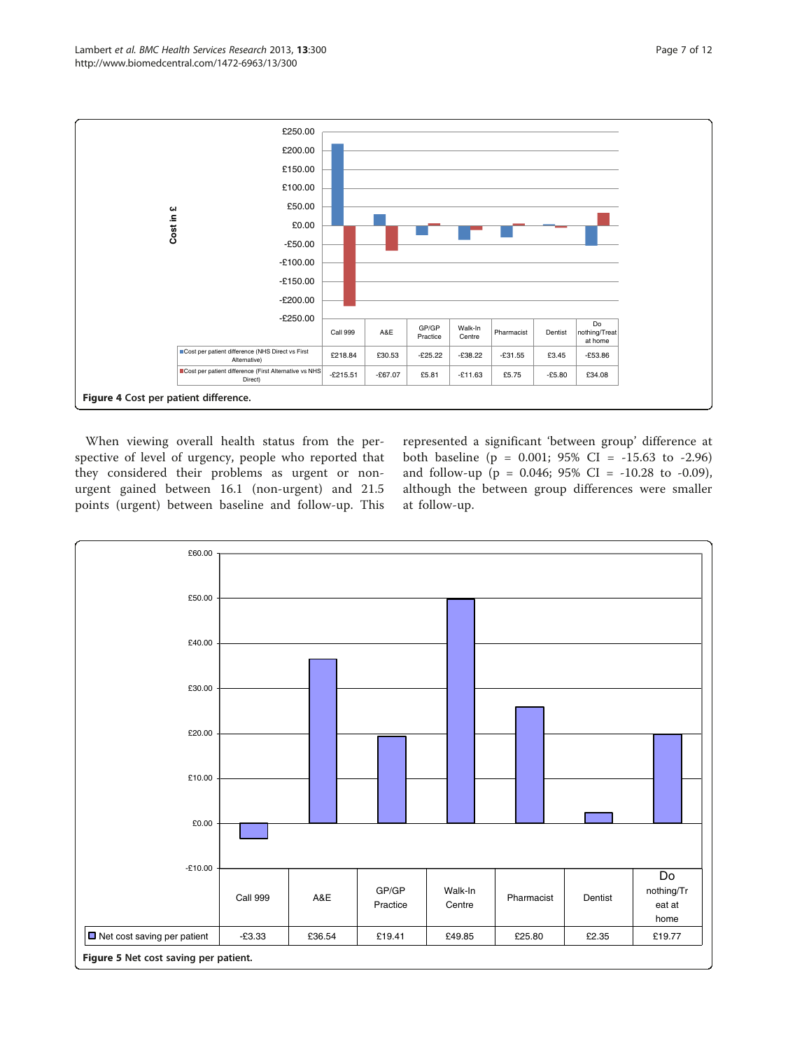| | Call 999 | A&E | GP/GP Practice | Walk-In Centre | Pharmacist | Dentist | Do nothing/Treat at home |
|---|---|---|---|---|---|---|---|
| Cost per patient difference (NHS Direct vs First Alternative) | £218.84 | £30.53 | -£25.22 | -£38.22 | -£31.55 | £3.45 | -£53.86 |
| Cost per patient difference (First Alternative vs NHS Direct) | -£215.51 | -£67.07 | £5.81 | -£11.63 | £5.75 | -£5.80 | £34.08 |

**Figure 4** Cost per patient difference.

When viewing overall health status from the perspective of level of urgency, people who reported that they considered their problems as urgent or non-urgent gained between 16.1 (non-urgent) and 21.5 points (urgent) between baseline and follow-up. This represented a significant 'between group' difference at both baseline ($p$ = 0.001; 95% CI = -15.63 to -2.96) and follow-up ($p$ = 0.046; 95% CI = -10.28 to -0.09), although the between group differences were smaller at follow-up.

| | Call 999 | A&E | GP/GP Practice | Walk-In Centre | Pharmacist | Dentist | Do nothing/Treat at home |
|---|---|---|---|---|---|---|---|
| Net cost saving per patient | -£3.33 | £36.54 | £19.41 | £49.85 | £25.80 | £2.35 | £19.77 |

**Figure 5** Net cost saving per patient.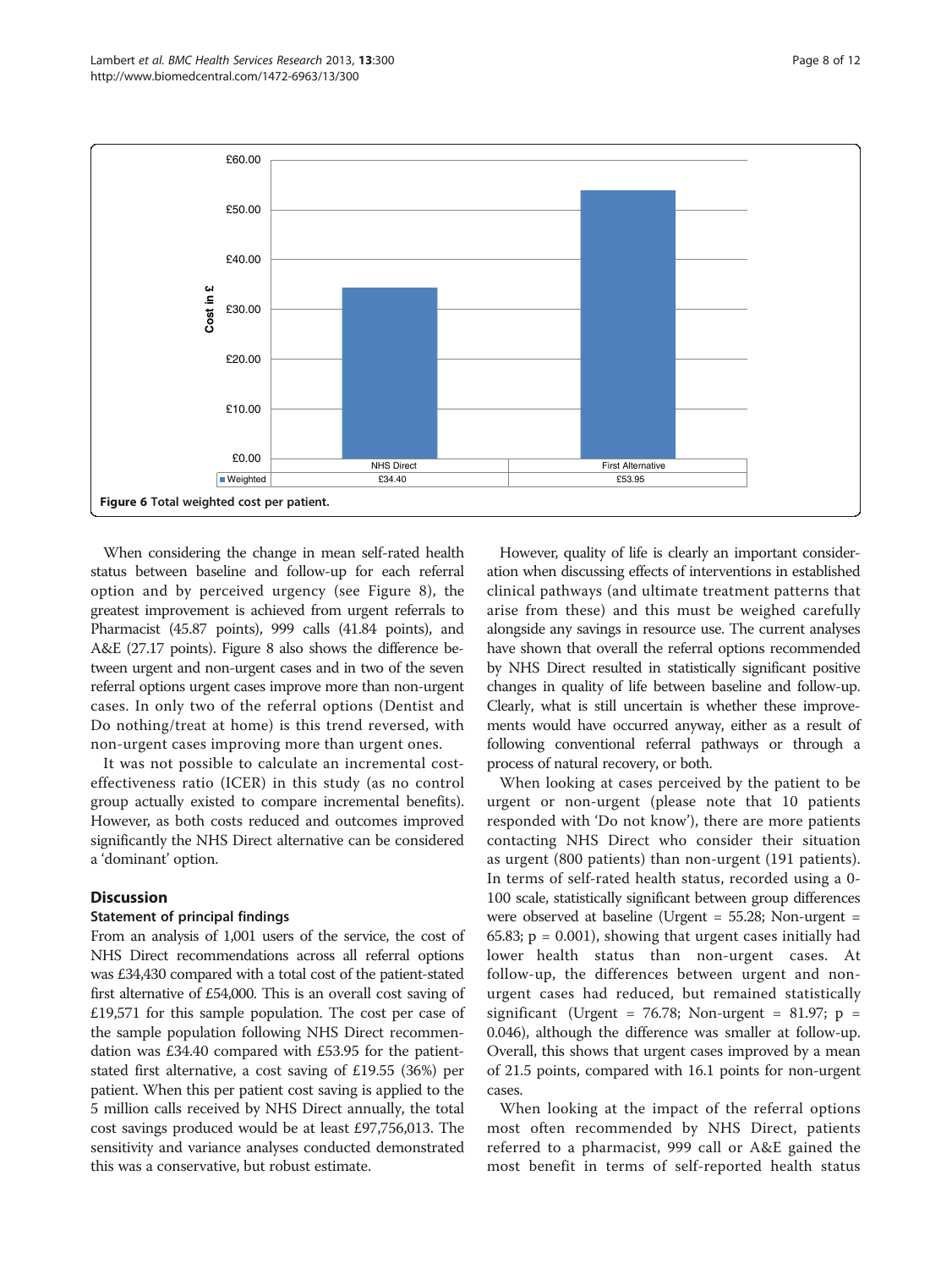| | NHS Direct | First Alternative |
|---|---|---|
| Weighted | £34.40 | £53.95 |

**Figure 6** Total weighted cost per patient.

When considering the change in mean self-rated health status between baseline and follow-up for each referral option and by perceived urgency (see Figure 8), the greatest improvement is achieved from urgent referrals to Pharmacist (45.87 points), 999 calls (41.84 points), and A&E (27.17 points). Figure 8 also shows the difference between urgent and non-urgent cases and in two of the seven referral options urgent cases improve more than non-urgent cases. In only two of the referral options (Dentist and Do nothing/treat at home) is this trend reversed, with non-urgent cases improving more than urgent ones.

It was not possible to calculate an incremental cost-effectiveness ratio (ICER) in this study (as no control group actually existed to compare incremental benefits). However, as both costs reduced and outcomes improved significantly the NHS Direct alternative can be considered a 'dominant' option.

## Discussion

### Statement of principal findings

From an analysis of 1,001 users of the service, the cost of NHS Direct recommendations across all referral options was £34,430 compared with a total cost of the patient-stated first alternative of £54,000. This is an overall cost saving of £19,571 for this sample population. The cost per case of the sample population following NHS Direct recommendation was £34.40 compared with £53.95 for the patient-stated first alternative, a cost saving of £19.55 (36%) per patient. When this per patient cost saving is applied to the 5 million calls received by NHS Direct annually, the total cost savings produced would be at least £97,756,013. The sensitivity and variance analyses conducted demonstrated this was a conservative, but robust estimate.

However, quality of life is clearly an important consideration when discussing effects of interventions in established clinical pathways (and ultimate treatment patterns that arise from these) and this must be weighed carefully alongside any savings in resource use. The current analyses have shown that overall the referral options recommended by NHS Direct resulted in statistically significant positive changes in quality of life between baseline and follow-up. Clearly, what is still uncertain is whether these improvements would have occurred anyway, either as a result of following conventional referral pathways or through a process of natural recovery, or both.

When looking at cases perceived by the patient to be urgent or non-urgent (please note that 10 patients responded with 'Do not know'), there are more patients contacting NHS Direct who consider their situation as urgent (800 patients) than non-urgent (191 patients). In terms of self-rated health status, recorded using a 0-100 scale, statistically significant between group differences were observed at baseline (Urgent = 55.28; Non-urgent = 65.83; $p = 0.001$), showing that urgent cases initially had lower health status than non-urgent cases. At follow-up, the differences between urgent and non-urgent cases had reduced, but remained statistically significant (Urgent = 76.78; Non-urgent = 81.97; $p = 0.046$), although the difference was smaller at follow-up. Overall, this shows that urgent cases improved by a mean of 21.5 points, compared with 16.1 points for non-urgent cases.

When looking at the impact of the referral options most often recommended by NHS Direct, patients referred to a pharmacist, 999 call or A&E gained the most benefit in terms of self-reported health status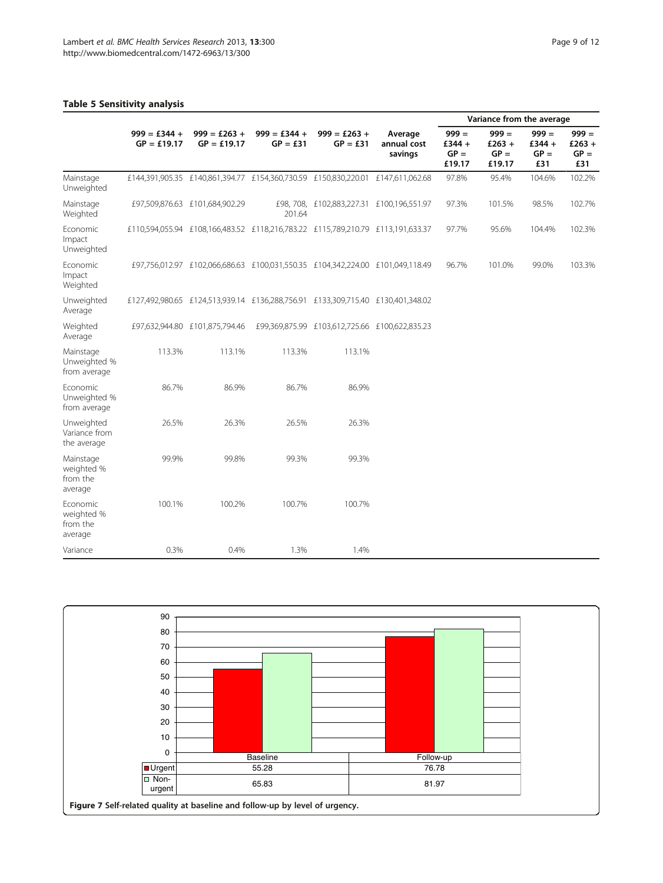**Table 5 Sensitivity analysis**

| | 999 = £344 + GP = £19.17 | 999 = £263 + GP = £19.17 | 999 = £344 + GP = £31 | 999 = £263 + GP = £31 | Average annual cost savings | Variance from the average | | | |
|---|---|---|---|---|---|---|---|---|---|
| | | | | | | 999 = £344 + GP = £19.17 | 999 = £263 + GP = £19.17 | 999 = £344 + GP = £31 | 999 = £263 + GP = £31 |
| Mainstage Unweighted | £144,391,905.35 | £140,861,394.77 | £154,360,730.59 | £150,830,220.01 | £147,611,062.68 | 97.8% | 95.4% | 104.6% | 102.2% |
| Mainstage Weighted | £97,509,876.63 | £101,684,902.29 | £98, 708, 201.64 | £102,883,227.31 | £100,196,551.97 | 97.3% | 101.5% | 98.5% | 102.7% |
| Economic Impact Unweighted | £110,594,055.94 | £108,166,483.52 | £118,216,783.22 | £115,789,210.79 | £113,191,633.37 | 97.7% | 95.6% | 104.4% | 102.3% |
| Economic Impact Weighted | £97,756,012.97 | £102,066,686.63 | £100,031,550.35 | £104,342,224.00 | £101,049,118.49 | 96.7% | 101.0% | 99.0% | 103.3% |
| Unweighted Average | £127,492,980.65 | £124,513,939.14 | £136,288,756.91 | £133,309,715.40 | £130,401,348.02 | | | | |
| Weighted Average | £97,632,944.80 | £101,875,794.46 | £99,369,875.99 | £103,612,725.66 | £100,622,835.23 | | | | |
| Mainstage Unweighted % from average | 113.3% | 113.1% | 113.3% | 113.1% | | | | | |
| Economic Unweighted % from average | 86.7% | 86.9% | 86.7% | 86.9% | | | | | |
| Unweighted Variance from the average | 26.5% | 26.3% | 26.5% | 26.3% | | | | | |
| Mainstage weighted % from the average | 99.9% | 99.8% | 99.3% | 99.3% | | | | | |
| Economic weighted % from the average | 100.1% | 100.2% | 100.7% | 100.7% | | | | | |
| Variance | 0.3% | 0.4% | 1.3% | 1.4% | | | | | |

| | Baseline | Follow-up |
|---|---|---|
| Urgent | 55.28 | 76.78 |
| Non-urgent | 65.83 | 81.97 |

**Figure 7 Self-related quality at baseline and follow-up by level of urgency.**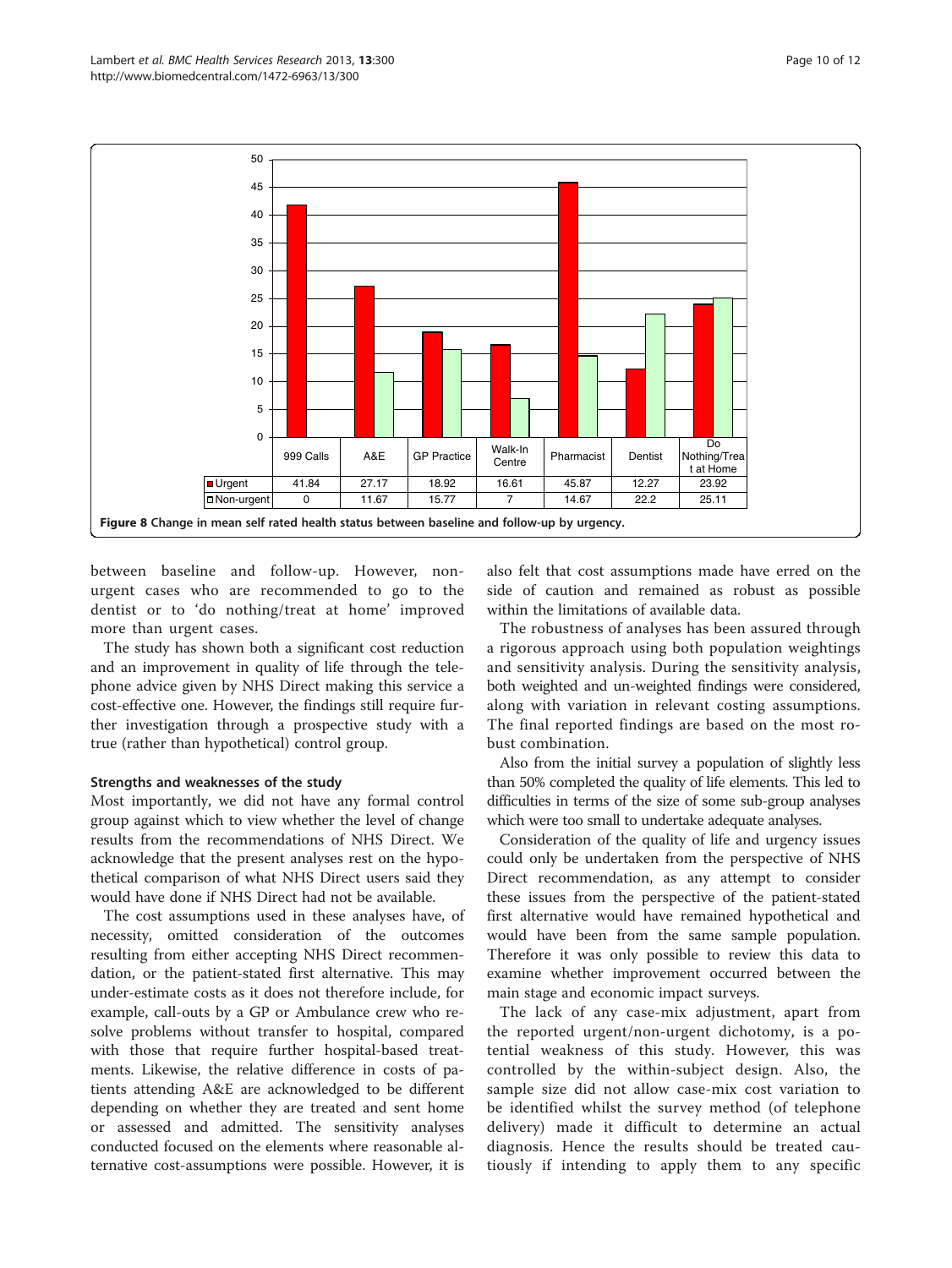| | 999 Calls | A&E | GP Practice | Walk-In Centre | Pharmacist | Dentist | Do Nothing/Treat at Home |
|---|---|---|---|---|---|---|---|
| Urgent | 41.84 | 27.17 | 18.92 | 16.61 | 45.87 | 12.27 | 23.92 |
| Non-urgent | 0 | 11.67 | 15.77 | 7 | 14.67 | 22.2 | 25.11 |

**Figure 8** Change in mean self rated health status between baseline and follow-up by urgency.

between baseline and follow-up. However, non-urgent cases who are recommended to go to the dentist or to 'do nothing/treat at home' improved more than urgent cases.

The study has shown both a significant cost reduction and an improvement in quality of life through the telephone advice given by NHS Direct making this service a cost-effective one. However, the findings still require further investigation through a prospective study with a true (rather than hypothetical) control group.

#### Strengths and weaknesses of the study

Most importantly, we did not have any formal control group against which to view whether the level of change results from the recommendations of NHS Direct. We acknowledge that the present analyses rest on the hypothetical comparison of what NHS Direct users said they would have done if NHS Direct had not be available.

The cost assumptions used in these analyses have, of necessity, omitted consideration of the outcomes resulting from either accepting NHS Direct recommendation, or the patient-stated first alternative. This may under-estimate costs as it does not therefore include, for example, call-outs by a GP or Ambulance crew who resolve problems without transfer to hospital, compared with those that require further hospital-based treatments. Likewise, the relative difference in costs of patients attending A&E are acknowledged to be different depending on whether they are treated and sent home or assessed and admitted. The sensitivity analyses conducted focused on the elements where reasonable alternative cost-assumptions were possible. However, it is also felt that cost assumptions made have erred on the side of caution and remained as robust as possible within the limitations of available data.

The robustness of analyses has been assured through a rigorous approach using both population weightings and sensitivity analysis. During the sensitivity analysis, both weighted and un-weighted findings were considered, along with variation in relevant costing assumptions. The final reported findings are based on the most robust combination.

Also from the initial survey a population of slightly less than 50% completed the quality of life elements. This led to difficulties in terms of the size of some sub-group analyses which were too small to undertake adequate analyses.

Consideration of the quality of life and urgency issues could only be undertaken from the perspective of NHS Direct recommendation, as any attempt to consider these issues from the perspective of the patient-stated first alternative would have remained hypothetical and would have been from the same sample population. Therefore it was only possible to review this data to examine whether improvement occurred between the main stage and economic impact surveys.

The lack of any case-mix adjustment, apart from the reported urgent/non-urgent dichotomy, is a potential weakness of this study. However, this was controlled by the within-subject design. Also, the sample size did not allow case-mix cost variation to be identified whilst the survey method (of telephone delivery) made it difficult to determine an actual diagnosis. Hence the results should be treated cautiously if intending to apply them to any specific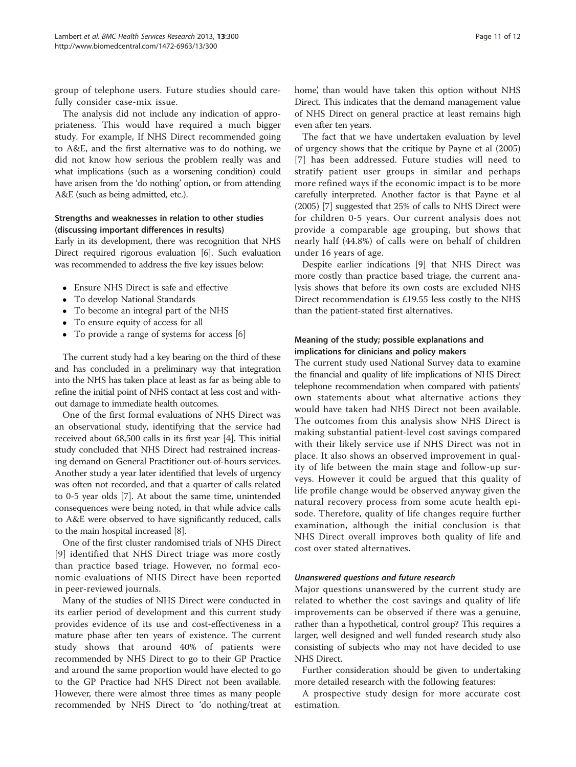group of telephone users. Future studies should carefully consider case-mix issue.

The analysis did not include any indication of appropriateness. This would have required a much bigger study. For example, If NHS Direct recommended going to A&E, and the first alternative was to do nothing, we did not know how serious the problem really was and what implications (such as a worsening condition) could have arisen from the 'do nothing' option, or from attending A&E (such as being admitted, etc.).

### Strengths and weaknesses in relation to other studies (discussing important differences in results)

Early in its development, there was recognition that NHS Direct required rigorous evaluation [6]. Such evaluation was recommended to address the five key issues below:

- Ensure NHS Direct is safe and effective
- To develop National Standards
- To become an integral part of the NHS
- To ensure equity of access for all
- To provide a range of systems for access [6]

The current study had a key bearing on the third of these and has concluded in a preliminary way that integration into the NHS has taken place at least as far as being able to refine the initial point of NHS contact at less cost and without damage to immediate health outcomes.

One of the first formal evaluations of NHS Direct was an observational study, identifying that the service had received about 68,500 calls in its first year [4]. This initial study concluded that NHS Direct had restrained increasing demand on General Practitioner out-of-hours services. Another study a year later identified that levels of urgency was often not recorded, and that a quarter of calls related to 0-5 year olds [7]. At about the same time, unintended consequences were being noted, in that while advice calls to A&E were observed to have significantly reduced, calls to the main hospital increased [8].

One of the first cluster randomised trials of NHS Direct [9] identified that NHS Direct triage was more costly than practice based triage. However, no formal economic evaluations of NHS Direct have been reported in peer-reviewed journals.

Many of the studies of NHS Direct were conducted in its earlier period of development and this current study provides evidence of its use and cost-effectiveness in a mature phase after ten years of existence. The current study shows that around 40% of patients were recommended by NHS Direct to go to their GP Practice and around the same proportion would have elected to go to the GP Practice had NHS Direct not been available. However, there were almost three times as many people recommended by NHS Direct to 'do nothing/treat at home', than would have taken this option without NHS Direct. This indicates that the demand management value of NHS Direct on general practice at least remains high even after ten years.

The fact that we have undertaken evaluation by level of urgency shows that the critique by Payne et al (2005) [7] has been addressed. Future studies will need to stratify patient user groups in similar and perhaps more refined ways if the economic impact is to be more carefully interpreted. Another factor is that Payne et al (2005) [7] suggested that 25% of calls to NHS Direct were for children 0-5 years. Our current analysis does not provide a comparable age grouping, but shows that nearly half (44.8%) of calls were on behalf of children under 16 years of age.

Despite earlier indications [9] that NHS Direct was more costly than practice based triage, the current analysis shows that before its own costs are excluded NHS Direct recommendation is £19.55 less costly to the NHS than the patient-stated first alternatives.

### Meaning of the study; possible explanations and implications for clinicians and policy makers

The current study used National Survey data to examine the financial and quality of life implications of NHS Direct telephone recommendation when compared with patients' own statements about what alternative actions they would have taken had NHS Direct not been available. The outcomes from this analysis show NHS Direct is making substantial patient-level cost savings compared with their likely service use if NHS Direct was not in place. It also shows an observed improvement in quality of life between the main stage and follow-up surveys. However it could be argued that this quality of life profile change would be observed anyway given the natural recovery process from some acute health episode. Therefore, quality of life changes require further examination, although the initial conclusion is that NHS Direct overall improves both quality of life and cost over stated alternatives.

#### *Unanswered questions and future research*

Major questions unanswered by the current study are related to whether the cost savings and quality of life improvements can be observed if there was a genuine, rather than a hypothetical, control group? This requires a larger, well designed and well funded research study also consisting of subjects who may not have decided to use NHS Direct.

Further consideration should be given to undertaking more detailed research with the following features:

A prospective study design for more accurate cost estimation.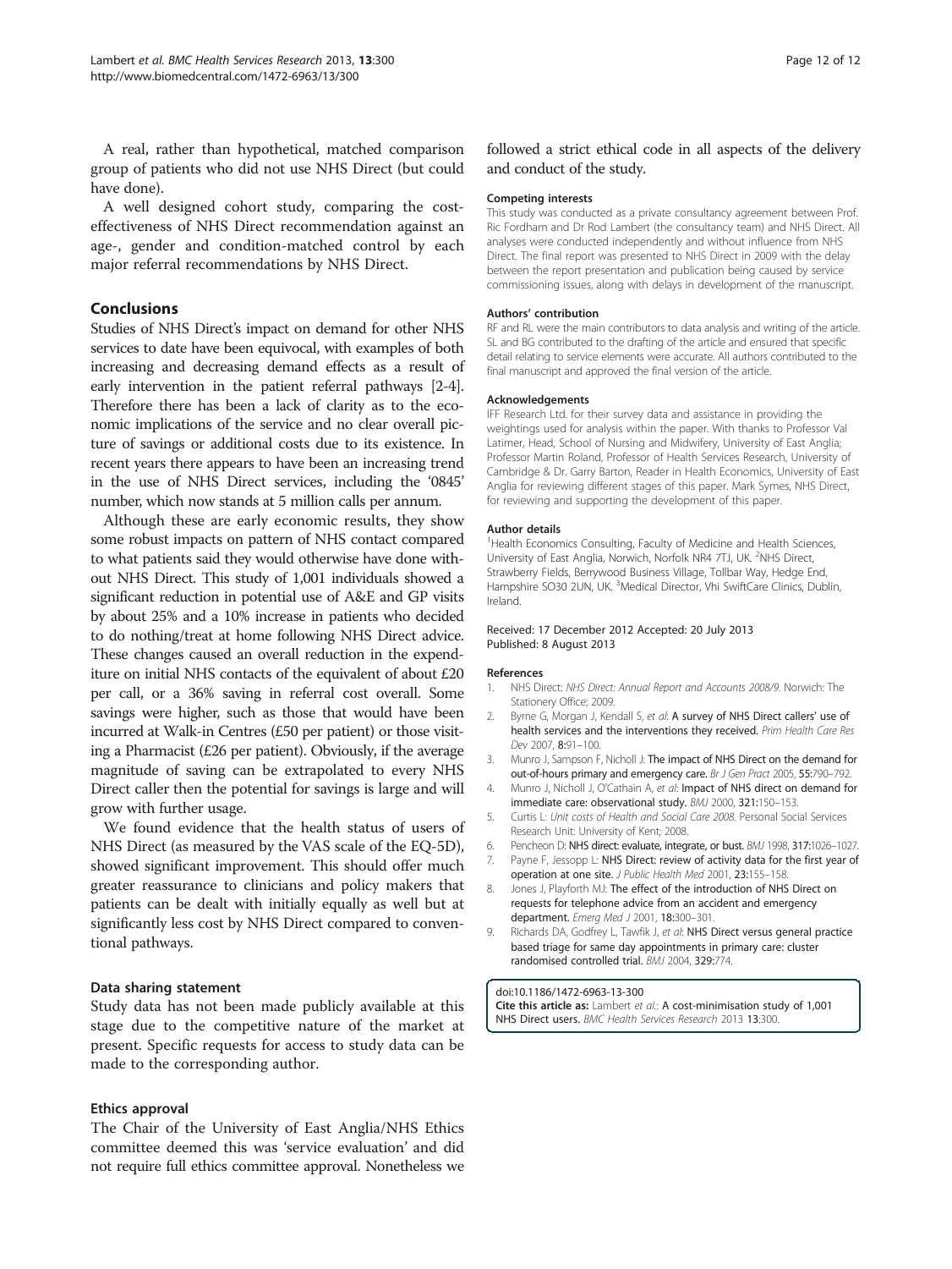A real, rather than hypothetical, matched comparison group of patients who did not use NHS Direct (but could have done).

A well designed cohort study, comparing the cost-effectiveness of NHS Direct recommendation against an age-, gender and condition-matched control by each major referral recommendations by NHS Direct.

## Conclusions

Studies of NHS Direct's impact on demand for other NHS services to date have been equivocal, with examples of both increasing and decreasing demand effects as a result of early intervention in the patient referral pathways [2-4]. Therefore there has been a lack of clarity as to the economic implications of the service and no clear overall picture of savings or additional costs due to its existence. In recent years there appears to have been an increasing trend in the use of NHS Direct services, including the '0845' number, which now stands at 5 million calls per annum.

Although these are early economic results, they show some robust impacts on pattern of NHS contact compared to what patients said they would otherwise have done without NHS Direct. This study of 1,001 individuals showed a significant reduction in potential use of A&E and GP visits by about 25% and a 10% increase in patients who decided to do nothing/treat at home following NHS Direct advice. These changes caused an overall reduction in the expenditure on initial NHS contacts of the equivalent of about £20 per call, or a 36% saving in referral cost overall. Some savings were higher, such as those that would have been incurred at Walk-in Centres (£50 per patient) or those visiting a Pharmacist (£26 per patient). Obviously, if the average magnitude of saving can be extrapolated to every NHS Direct caller then the potential for savings is large and will grow with further usage.

We found evidence that the health status of users of NHS Direct (as measured by the VAS scale of the EQ-5D), showed significant improvement. This should offer much greater reassurance to clinicians and policy makers that patients can be dealt with initially equally as well but at significantly less cost by NHS Direct compared to conventional pathways.

### Data sharing statement

Study data has not been made publicly available at this stage due to the competitive nature of the market at present. Specific requests for access to study data can be made to the corresponding author.

### Ethics approval

The Chair of the University of East Anglia/NHS Ethics committee deemed this was 'service evaluation' and did not require full ethics committee approval. Nonetheless we followed a strict ethical code in all aspects of the delivery and conduct of the study.

#### Competing interests

This study was conducted as a private consultancy agreement between Prof. Ric Fordham and Dr Rod Lambert (the consultancy team) and NHS Direct. All analyses were conducted independently and without influence from NHS Direct. The final report was presented to NHS Direct in 2009 with the delay between the report presentation and publication being caused by service commissioning issues, along with delays in development of the manuscript.

#### Authors' contribution

RF and RL were the main contributors to data analysis and writing of the article. SL and BG contributed to the drafting of the article and ensured that specific detail relating to service elements were accurate. All authors contributed to the final manuscript and approved the final version of the article.

#### Acknowledgements

IFF Research Ltd. for their survey data and assistance in providing the weightings used for analysis within the paper. With thanks to Professor Val Latimer, Head, School of Nursing and Midwifery, University of East Anglia; Professor Martin Roland, Professor of Health Services Research, University of Cambridge & Dr. Garry Barton, Reader in Health Economics, University of East Anglia for reviewing different stages of this paper. Mark Symes, NHS Direct, for reviewing and supporting the development of this paper.

#### Author details

[1]Health Economics Consulting, Faculty of Medicine and Health Sciences, University of East Anglia, Norwich, Norfolk NR4 7TJ, UK. [2]NHS Direct, Strawberry Fields, Berrywood Business Village, Tollbar Way, Hedge End, Hampshire SO30 2UN, UK. [3]Medical Director, Vhi SwiftCare Clinics, Dublin, Ireland.

Received: 17 December 2012 Accepted: 20 July 2013
Published: 8 August 2013

#### References

1. NHS Direct: *NHS Direct: Annual Report and Accounts 2008/9.* Norwich: The Stationery Office; 2009.
2. Byrne G, Morgan J, Kendall S, *et al*: **A survey of NHS Direct callers' use of health services and the interventions they received.** *Prim Health Care Res Dev* 2007, **8:**91–100.
3. Munro J, Sampson F, Nicholl J: **The impact of NHS Direct on the demand for out-of-hours primary and emergency care.** *Br J Gen Pract* 2005, **55:**790–792.
4. Munro J, Nicholl J, O'Cathain A, *et al*: **Impact of NHS direct on demand for immediate care: observational study.** *BMJ* 2000, **321:**150–153.
5. Curtis L: *Unit costs of Health and Social Care 2008.* Personal Social Services Research Unit: University of Kent; 2008.
6. Pencheon D: **NHS direct: evaluate, integrate, or bust.** *BMJ* 1998, **317:**1026–1027.
7. Payne F, Jessopp L: **NHS Direct: review of activity data for the first year of operation at one site.** *J Public Health Med* 2001, **23:**155–158.
8. Jones J, Playforth MJ: **The effect of the introduction of NHS Direct on requests for telephone advice from an accident and emergency department.** *Emerg Med J* 2001, **18:**300–301.
9. Richards DA, Godfrey L, Tawfik J, *et al*: **NHS Direct versus general practice based triage for same day appointments in primary care: cluster randomised controlled trial.** *BMJ* 2004, **329:**774.

doi:10.1186/1472-6963-13-300
**Cite this article as:** Lambert *et al.*: A cost-minimisation study of 1,001 NHS Direct users. *BMC Health Services Research* 2013 **13**:300.